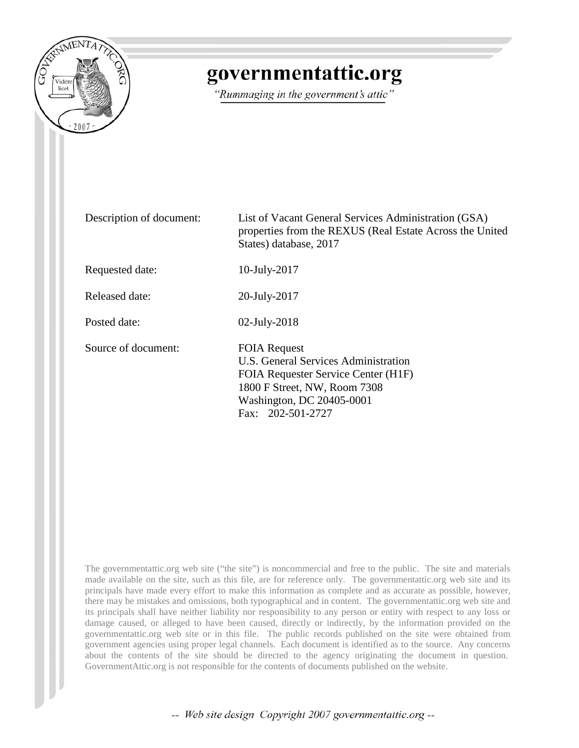# governmentattic.org

*"Rummaging in the government's attic"*

| | |
|---|---|
| Description of document: | List of Vacant General Services Administration (GSA) properties from the REXUS (Real Estate Across the United States) database, 2017 |
| Requested date: | 10-July-2017 |
| Released date: | 20-July-2017 |
| Posted date: | 02-July-2018 |
| Source of document: | FOIA Request<br>U.S. General Services Administration<br>FOIA Requester Service Center (H1F)<br>1800 F Street, NW, Room 7308<br>Washington, DC 20405-0001<br>Fax: 202-501-2727 |

The governmentattic.org web site ("the site") is noncommercial and free to the public. The site and materials made available on the site, such as this file, are for reference only. The governmentattic.org web site and its principals have made every effort to make this information as complete and as accurate as possible, however, there may be mistakes and omissions, both typographical and in content. The governmentattic.org web site and its principals shall have neither liability nor responsibility to any person or entity with respect to any loss or damage caused, or alleged to have been caused, directly or indirectly, by the information provided on the governmentattic.org web site or in this file. The public records published on the site were obtained from government agencies using proper legal channels. Each document is identified as to the source. Any concerns about the contents of the site should be directed to the agency originating the document in question. GovernmentAttic.org is not responsible for the contents of documents published on the website.

*-- Web site design Copyright 2007 governmentattic.org --*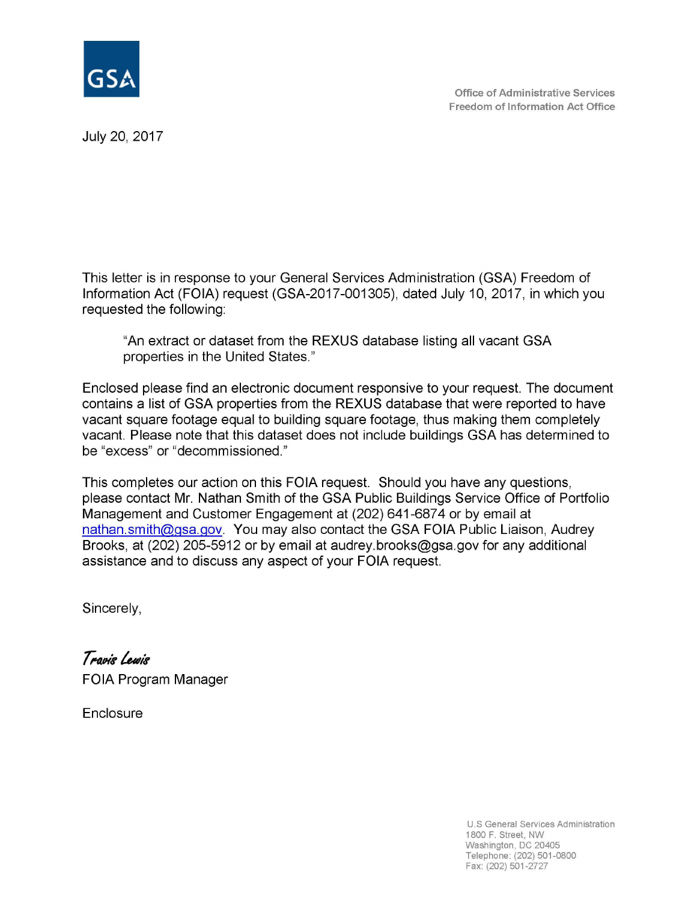GSA

Office of Administrative Services
Freedom of Information Act Office

July 20, 2017

This letter is in response to your General Services Administration (GSA) Freedom of Information Act (FOIA) request (GSA-2017-001305), dated July 10, 2017, in which you requested the following:

> "An extract or dataset from the REXUS database listing all vacant GSA properties in the United States."

Enclosed please find an electronic document responsive to your request. The document contains a list of GSA properties from the REXUS database that were reported to have vacant square footage equal to building square footage, thus making them completely vacant. Please note that this dataset does not include buildings GSA has determined to be "excess" or "decommissioned."

This completes our action on this FOIA request. Should you have any questions, please contact Mr. Nathan Smith of the GSA Public Buildings Service Office of Portfolio Management and Customer Engagement at (202) 641-6874 or by email at nathan.smith@gsa.gov. You may also contact the GSA FOIA Public Liaison, Audrey Brooks, at (202) 205-5912 or by email at audrey.brooks@gsa.gov for any additional assistance and to discuss any aspect of your FOIA request.

Sincerely,

*Travis Lewis*
FOIA Program Manager

Enclosure

U.S General Services Administration
1800 F. Street, NW
Washington, DC 20405
Telephone: (202) 501-0800
Fax: (202) 501-2727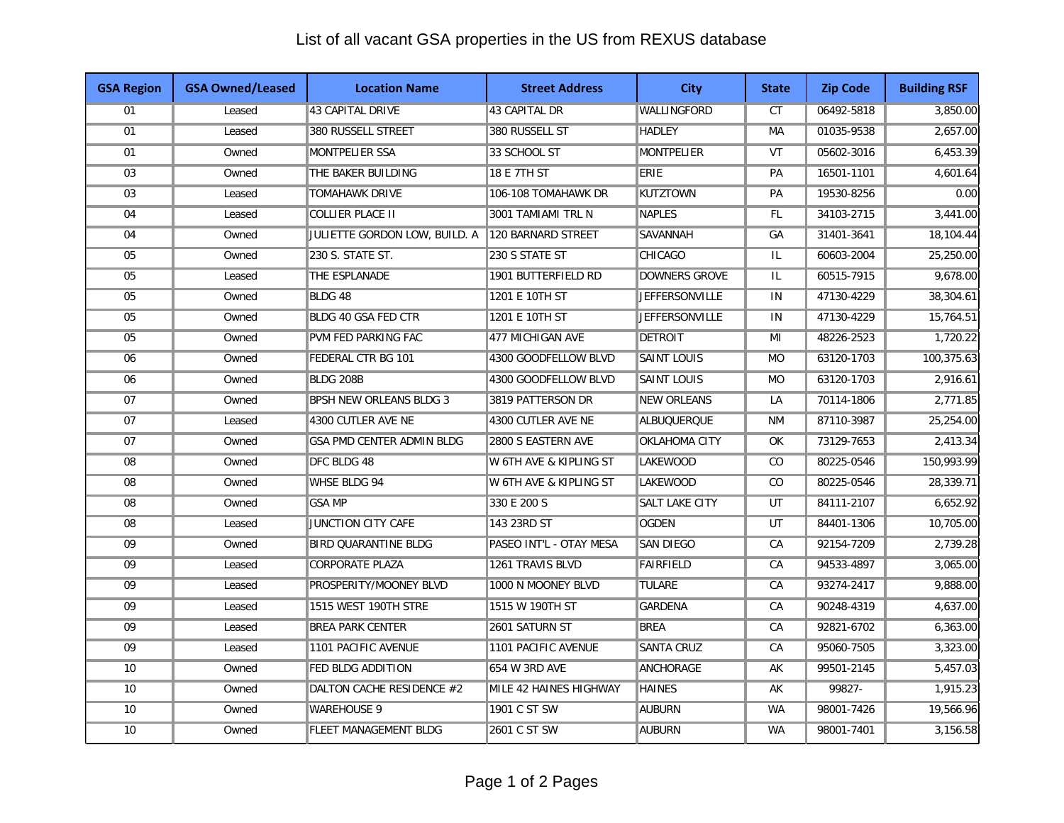# List of all vacant GSA properties in the US from REXUS database

| GSA Region | GSA Owned/Leased | Location Name | Street Address | City | State | Zip Code | Building RSF |
|---|---|---|---|---|---|---|---|
| 01 | Leased | 43 CAPITAL DRIVE | 43 CAPITAL DR | WALLINGFORD | CT | 06492-5818 | 3,850.00 |
| 01 | Leased | 380 RUSSELL STREET | 380 RUSSELL ST | HADLEY | MA | 01035-9538 | 2,657.00 |
| 01 | Owned | MONTPELIER SSA | 33 SCHOOL ST | MONTPELIER | VT | 05602-3016 | 6,453.39 |
| 03 | Owned | THE BAKER BUILDING | 18 E 7TH ST | ERIE | PA | 16501-1101 | 4,601.64 |
| 03 | Leased | TOMAHAWK DRIVE | 106-108 TOMAHAWK DR | KUTZTOWN | PA | 19530-8256 | 0.00 |
| 04 | Leased | COLLIER PLACE II | 3001 TAMIAMI TRL N | NAPLES | FL | 34103-2715 | 3,441.00 |
| 04 | Owned | JULIETTE GORDON LOW, BUILD. A | 120 BARNARD STREET | SAVANNAH | GA | 31401-3641 | 18,104.44 |
| 05 | Owned | 230 S. STATE ST. | 230 S STATE ST | CHICAGO | IL | 60603-2004 | 25,250.00 |
| 05 | Leased | THE ESPLANADE | 1901 BUTTERFIELD RD | DOWNERS GROVE | IL | 60515-7915 | 9,678.00 |
| 05 | Owned | BLDG 48 | 1201 E 10TH ST | JEFFERSONVILLE | IN | 47130-4229 | 38,304.61 |
| 05 | Owned | BLDG 40 GSA FED CTR | 1201 E 10TH ST | JEFFERSONVILLE | IN | 47130-4229 | 15,764.51 |
| 05 | Owned | PVM FED PARKING FAC | 477 MICHIGAN AVE | DETROIT | MI | 48226-2523 | 1,720.22 |
| 06 | Owned | FEDERAL CTR BG 101 | 4300 GOODFELLOW BLVD | SAINT LOUIS | MO | 63120-1703 | 100,375.63 |
| 06 | Owned | BLDG 208B | 4300 GOODFELLOW BLVD | SAINT LOUIS | MO | 63120-1703 | 2,916.61 |
| 07 | Owned | BPSH NEW ORLEANS BLDG 3 | 3819 PATTERSON DR | NEW ORLEANS | LA | 70114-1806 | 2,771.85 |
| 07 | Leased | 4300 CUTLER AVE NE | 4300 CUTLER AVE NE | ALBUQUERQUE | NM | 87110-3987 | 25,254.00 |
| 07 | Owned | GSA PMD CENTER ADMIN BLDG | 2800 S EASTERN AVE | OKLAHOMA CITY | OK | 73129-7653 | 2,413.34 |
| 08 | Owned | DFC BLDG 48 | W 6TH AVE & KIPLING ST | LAKEWOOD | CO | 80225-0546 | 150,993.99 |
| 08 | Owned | WHSE BLDG 94 | W 6TH AVE & KIPLING ST | LAKEWOOD | CO | 80225-0546 | 28,339.71 |
| 08 | Owned | GSA MP | 330 E 200 S | SALT LAKE CITY | UT | 84111-2107 | 6,652.92 |
| 08 | Leased | JUNCTION CITY CAFE | 143 23RD ST | OGDEN | UT | 84401-1306 | 10,705.00 |
| 09 | Owned | BIRD QUARANTINE BLDG | PASEO INT'L - OTAY MESA | SAN DIEGO | CA | 92154-7209 | 2,739.28 |
| 09 | Leased | CORPORATE PLAZA | 1261 TRAVIS BLVD | FAIRFIELD | CA | 94533-4897 | 3,065.00 |
| 09 | Leased | PROSPERITY/MOONEY BLVD | 1000 N MOONEY BLVD | TULARE | CA | 93274-2417 | 9,888.00 |
| 09 | Leased | 1515 WEST 190TH STRE | 1515 W 190TH ST | GARDENA | CA | 90248-4319 | 4,637.00 |
| 09 | Leased | BREA PARK CENTER | 2601 SATURN ST | BREA | CA | 92821-6702 | 6,363.00 |
| 09 | Leased | 1101 PACIFIC AVENUE | 1101 PACIFIC AVENUE | SANTA CRUZ | CA | 95060-7505 | 3,323.00 |
| 10 | Owned | FED BLDG ADDITION | 654 W 3RD AVE | ANCHORAGE | AK | 99501-2145 | 5,457.03 |
| 10 | Owned | DALTON CACHE RESIDENCE #2 | MILE 42 HAINES HIGHWAY | HAINES | AK | 99827- | 1,915.23 |
| 10 | Owned | WAREHOUSE 9 | 1901 C ST SW | AUBURN | WA | 98001-7426 | 19,566.96 |
| 10 | Owned | FLEET MANAGEMENT BLDG | 2601 C ST SW | AUBURN | WA | 98001-7401 | 3,156.58 |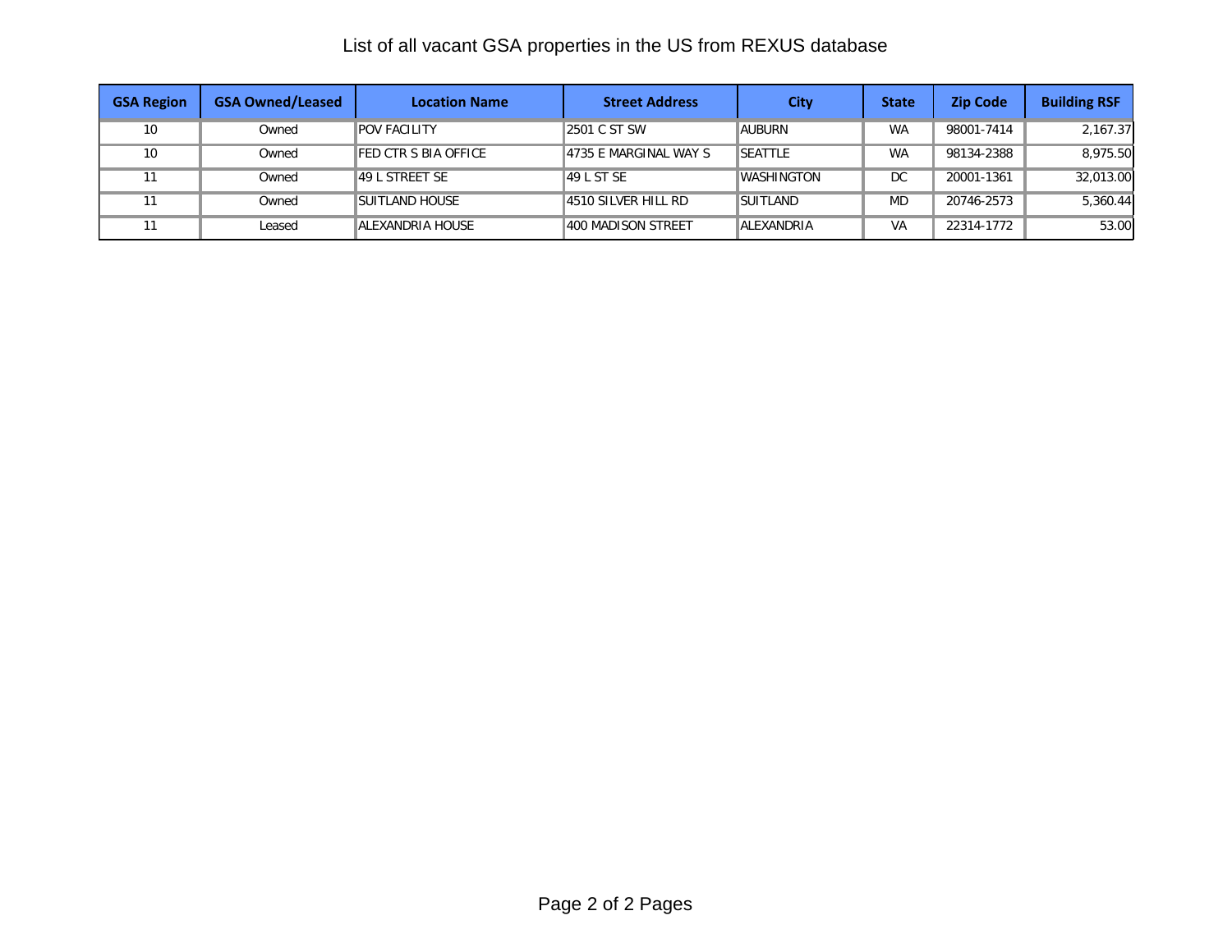List of all vacant GSA properties in the US from REXUS database

| GSA Region | GSA Owned/Leased | Location Name | Street Address | City | State | Zip Code | Building RSF |
|---|---|---|---|---|---|---|---|
| 10 | Owned | POV FACILITY | 2501 C ST SW | AUBURN | WA | 98001-7414 | 2,167.37 |
| 10 | Owned | FED CTR S BIA OFFICE | 4735 E MARGINAL WAY S | SEATTLE | WA | 98134-2388 | 8,975.50 |
| 11 | Owned | 49 L STREET SE | 49 L ST SE | WASHINGTON | DC | 20001-1361 | 32,013.00 |
| 11 | Owned | SUITLAND HOUSE | 4510 SILVER HILL RD | SUITLAND | MD | 20746-2573 | 5,360.44 |
| 11 | Leased | ALEXANDRIA HOUSE | 400 MADISON STREET | ALEXANDRIA | VA | 22314-1772 | 53.00 |